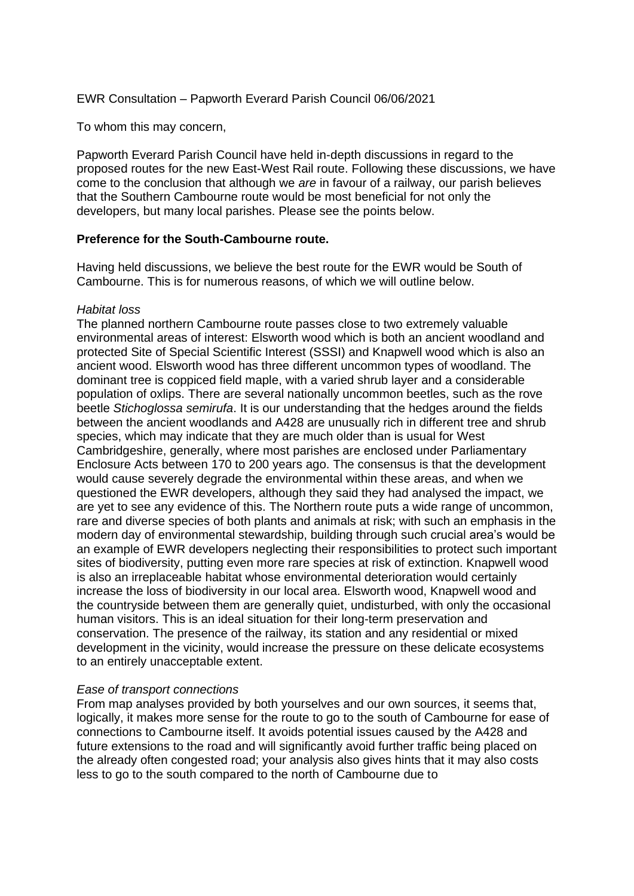EWR Consultation – Papworth Everard Parish Council 06/06/2021

To whom this may concern,

Papworth Everard Parish Council have held in-depth discussions in regard to the proposed routes for the new East-West Rail route. Following these discussions, we have come to the conclusion that although we *are* in favour of a railway, our parish believes that the Southern Cambourne route would be most beneficial for not only the developers, but many local parishes. Please see the points below.

**Preference for the South-Cambourne route.**

Having held discussions, we believe the best route for the EWR would be South of Cambourne. This is for numerous reasons, of which we will outline below.

*Habitat loss*

The planned northern Cambourne route passes close to two extremely valuable environmental areas of interest: Elsworth wood which is both an ancient woodland and protected Site of Special Scientific Interest (SSSI) and Knapwell wood which is also an ancient wood. Elsworth wood has three different uncommon types of woodland. The dominant tree is coppiced field maple, with a varied shrub layer and a considerable population of oxlips. There are several nationally uncommon beetles, such as the rove beetle *Stichoglossa semirufa*. It is our understanding that the hedges around the fields between the ancient woodlands and A428 are unusually rich in different tree and shrub species, which may indicate that they are much older than is usual for West Cambridgeshire, generally, where most parishes are enclosed under Parliamentary Enclosure Acts between 170 to 200 years ago. The consensus is that the development would cause severely degrade the environmental within these areas, and when we questioned the EWR developers, although they said they had analysed the impact, we are yet to see any evidence of this. The Northern route puts a wide range of uncommon, rare and diverse species of both plants and animals at risk; with such an emphasis in the modern day of environmental stewardship, building through such crucial area's would be an example of EWR developers neglecting their responsibilities to protect such important sites of biodiversity, putting even more rare species at risk of extinction. Knapwell wood is also an irreplaceable habitat whose environmental deterioration would certainly increase the loss of biodiversity in our local area. Elsworth wood, Knapwell wood and the countryside between them are generally quiet, undisturbed, with only the occasional human visitors. This is an ideal situation for their long-term preservation and conservation. The presence of the railway, its station and any residential or mixed development in the vicinity, would increase the pressure on these delicate ecosystems to an entirely unacceptable extent.

*Ease of transport connections*

From map analyses provided by both yourselves and our own sources, it seems that, logically, it makes more sense for the route to go to the south of Cambourne for ease of connections to Cambourne itself. It avoids potential issues caused by the A428 and future extensions to the road and will significantly avoid further traffic being placed on the already often congested road; your analysis also gives hints that it may also costs less to go to the south compared to the north of Cambourne due to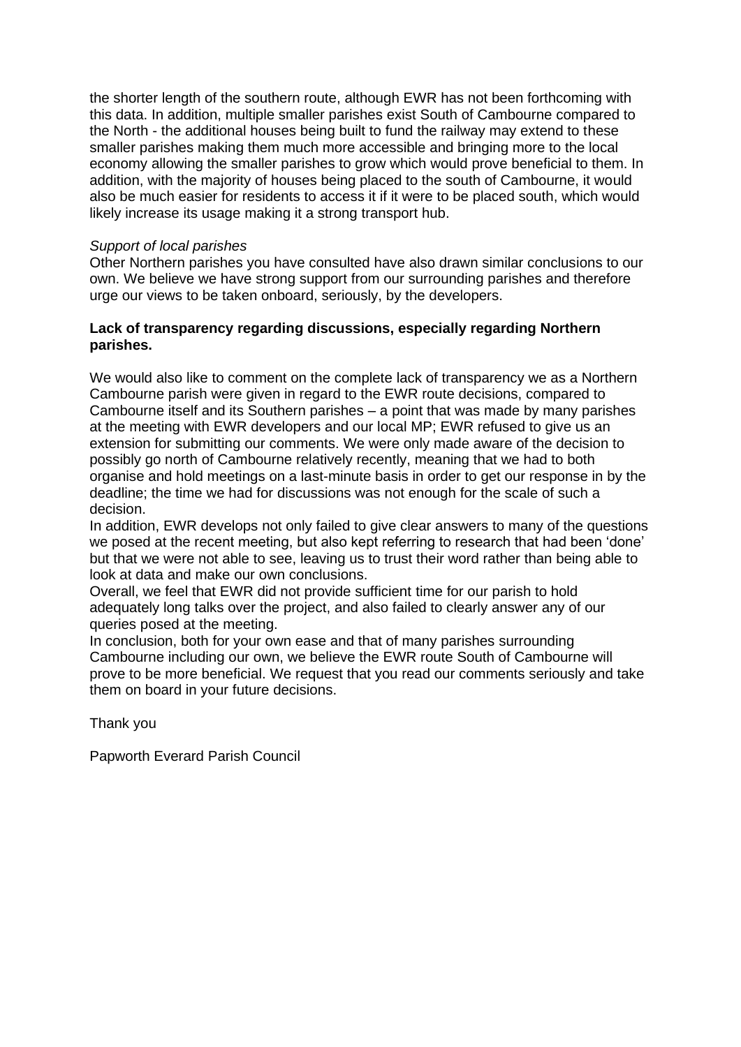the shorter length of the southern route, although EWR has not been forthcoming with this data. In addition, multiple smaller parishes exist South of Cambourne compared to the North - the additional houses being built to fund the railway may extend to these smaller parishes making them much more accessible and bringing more to the local economy allowing the smaller parishes to grow which would prove beneficial to them. In addition, with the majority of houses being placed to the south of Cambourne, it would also be much easier for residents to access it if it were to be placed south, which would likely increase its usage making it a strong transport hub.

*Support of local parishes*

Other Northern parishes you have consulted have also drawn similar conclusions to our own. We believe we have strong support from our surrounding parishes and therefore urge our views to be taken onboard, seriously, by the developers.

**Lack of transparency regarding discussions, especially regarding Northern parishes.**

We would also like to comment on the complete lack of transparency we as a Northern Cambourne parish were given in regard to the EWR route decisions, compared to Cambourne itself and its Southern parishes – a point that was made by many parishes at the meeting with EWR developers and our local MP; EWR refused to give us an extension for submitting our comments. We were only made aware of the decision to possibly go north of Cambourne relatively recently, meaning that we had to both organise and hold meetings on a last-minute basis in order to get our response in by the deadline; the time we had for discussions was not enough for the scale of such a decision.

In addition, EWR develops not only failed to give clear answers to many of the questions we posed at the recent meeting, but also kept referring to research that had been 'done' but that we were not able to see, leaving us to trust their word rather than being able to look at data and make our own conclusions.

Overall, we feel that EWR did not provide sufficient time for our parish to hold adequately long talks over the project, and also failed to clearly answer any of our queries posed at the meeting.

In conclusion, both for your own ease and that of many parishes surrounding Cambourne including our own, we believe the EWR route South of Cambourne will prove to be more beneficial. We request that you read our comments seriously and take them on board in your future decisions.

Thank you

Papworth Everard Parish Council